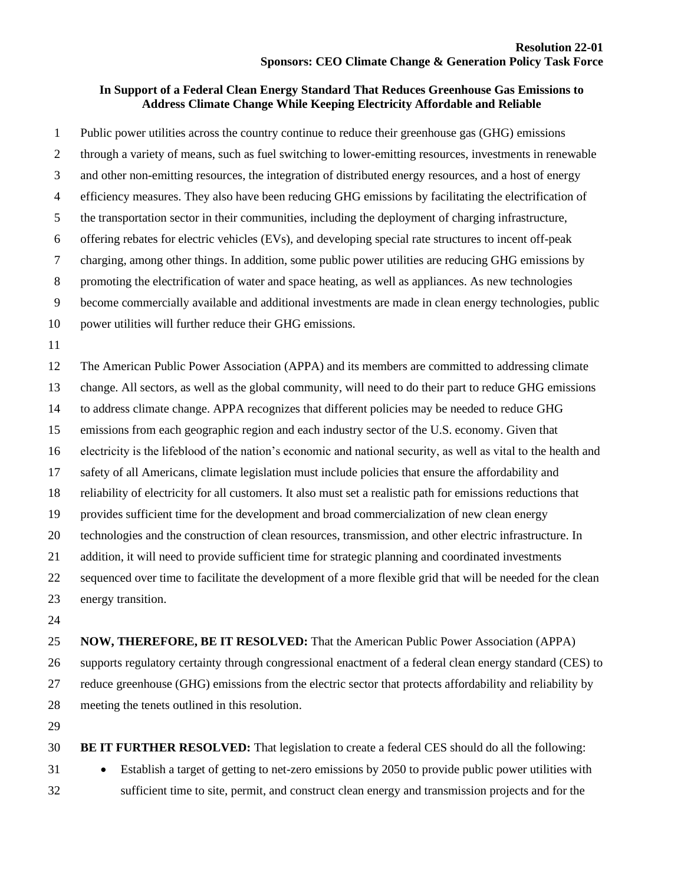**Resolution 22-01**
**Sponsors: CEO Climate Change & Generation Policy Task Force**

**In Support of a Federal Clean Energy Standard That Reduces Greenhouse Gas Emissions to Address Climate Change While Keeping Electricity Affordable and Reliable**

Public power utilities across the country continue to reduce their greenhouse gas (GHG) emissions through a variety of means, such as fuel switching to lower-emitting resources, investments in renewable and other non-emitting resources, the integration of distributed energy resources, and a host of energy efficiency measures. They also have been reducing GHG emissions by facilitating the electrification of the transportation sector in their communities, including the deployment of charging infrastructure, offering rebates for electric vehicles (EVs), and developing special rate structures to incent off-peak charging, among other things. In addition, some public power utilities are reducing GHG emissions by promoting the electrification of water and space heating, as well as appliances. As new technologies become commercially available and additional investments are made in clean energy technologies, public power utilities will further reduce their GHG emissions.

The American Public Power Association (APPA) and its members are committed to addressing climate change. All sectors, as well as the global community, will need to do their part to reduce GHG emissions to address climate change. APPA recognizes that different policies may be needed to reduce GHG emissions from each geographic region and each industry sector of the U.S. economy. Given that electricity is the lifeblood of the nation's economic and national security, as well as vital to the health and safety of all Americans, climate legislation must include policies that ensure the affordability and reliability of electricity for all customers. It also must set a realistic path for emissions reductions that provides sufficient time for the development and broad commercialization of new clean energy technologies and the construction of clean resources, transmission, and other electric infrastructure. In addition, it will need to provide sufficient time for strategic planning and coordinated investments sequenced over time to facilitate the development of a more flexible grid that will be needed for the clean energy transition.

**NOW, THEREFORE, BE IT RESOLVED:** That the American Public Power Association (APPA) supports regulatory certainty through congressional enactment of a federal clean energy standard (CES) to reduce greenhouse (GHG) emissions from the electric sector that protects affordability and reliability by meeting the tenets outlined in this resolution.

**BE IT FURTHER RESOLVED:** That legislation to create a federal CES should do all the following:

- Establish a target of getting to net-zero emissions by 2050 to provide public power utilities with sufficient time to site, permit, and construct clean energy and transmission projects and for the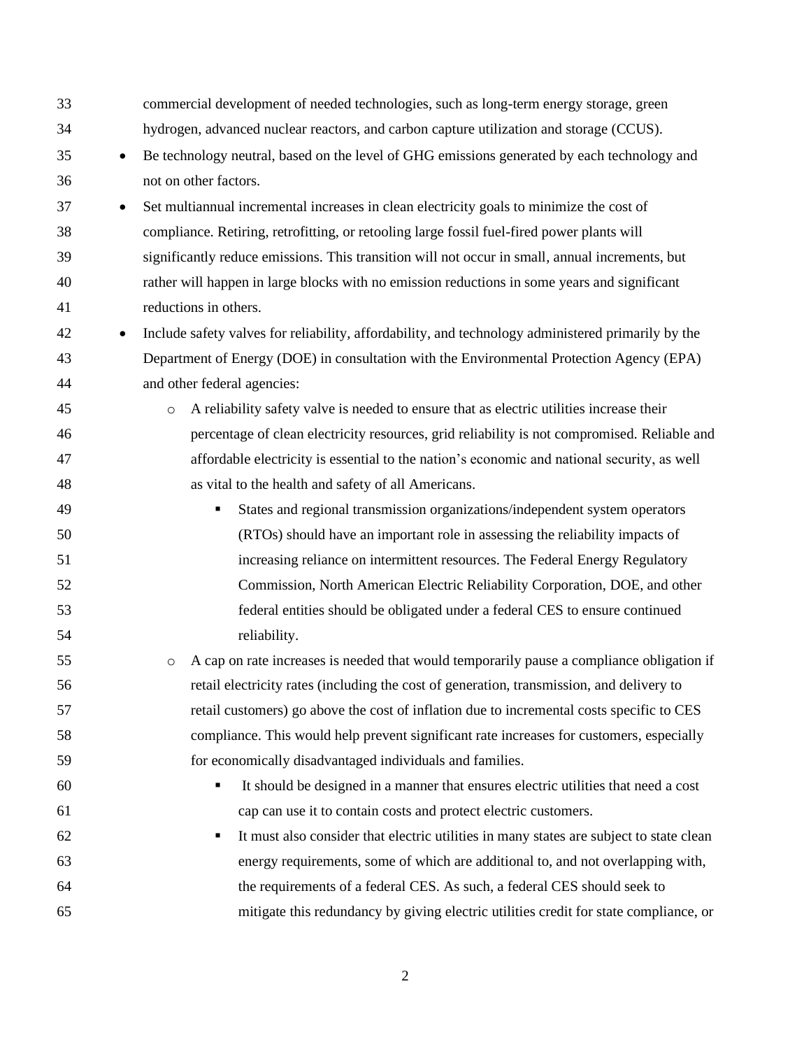commercial development of needed technologies, such as long-term energy storage, green hydrogen, advanced nuclear reactors, and carbon capture utilization and storage (CCUS).

- Be technology neutral, based on the level of GHG emissions generated by each technology and not on other factors.
- Set multiannual incremental increases in clean electricity goals to minimize the cost of compliance. Retiring, retrofitting, or retooling large fossil fuel-fired power plants will significantly reduce emissions. This transition will not occur in small, annual increments, but rather will happen in large blocks with no emission reductions in some years and significant reductions in others.
- Include safety valves for reliability, affordability, and technology administered primarily by the Department of Energy (DOE) in consultation with the Environmental Protection Agency (EPA) and other federal agencies:
  - A reliability safety valve is needed to ensure that as electric utilities increase their percentage of clean electricity resources, grid reliability is not compromised. Reliable and affordable electricity is essential to the nation's economic and national security, as well as vital to the health and safety of all Americans.
    - States and regional transmission organizations/independent system operators (RTOs) should have an important role in assessing the reliability impacts of increasing reliance on intermittent resources. The Federal Energy Regulatory Commission, North American Electric Reliability Corporation, DOE, and other federal entities should be obligated under a federal CES to ensure continued reliability.
  - A cap on rate increases is needed that would temporarily pause a compliance obligation if retail electricity rates (including the cost of generation, transmission, and delivery to retail customers) go above the cost of inflation due to incremental costs specific to CES compliance. This would help prevent significant rate increases for customers, especially for economically disadvantaged individuals and families.
    - It should be designed in a manner that ensures electric utilities that need a cost cap can use it to contain costs and protect electric customers.
    - It must also consider that electric utilities in many states are subject to state clean energy requirements, some of which are additional to, and not overlapping with, the requirements of a federal CES. As such, a federal CES should seek to mitigate this redundancy by giving electric utilities credit for state compliance, or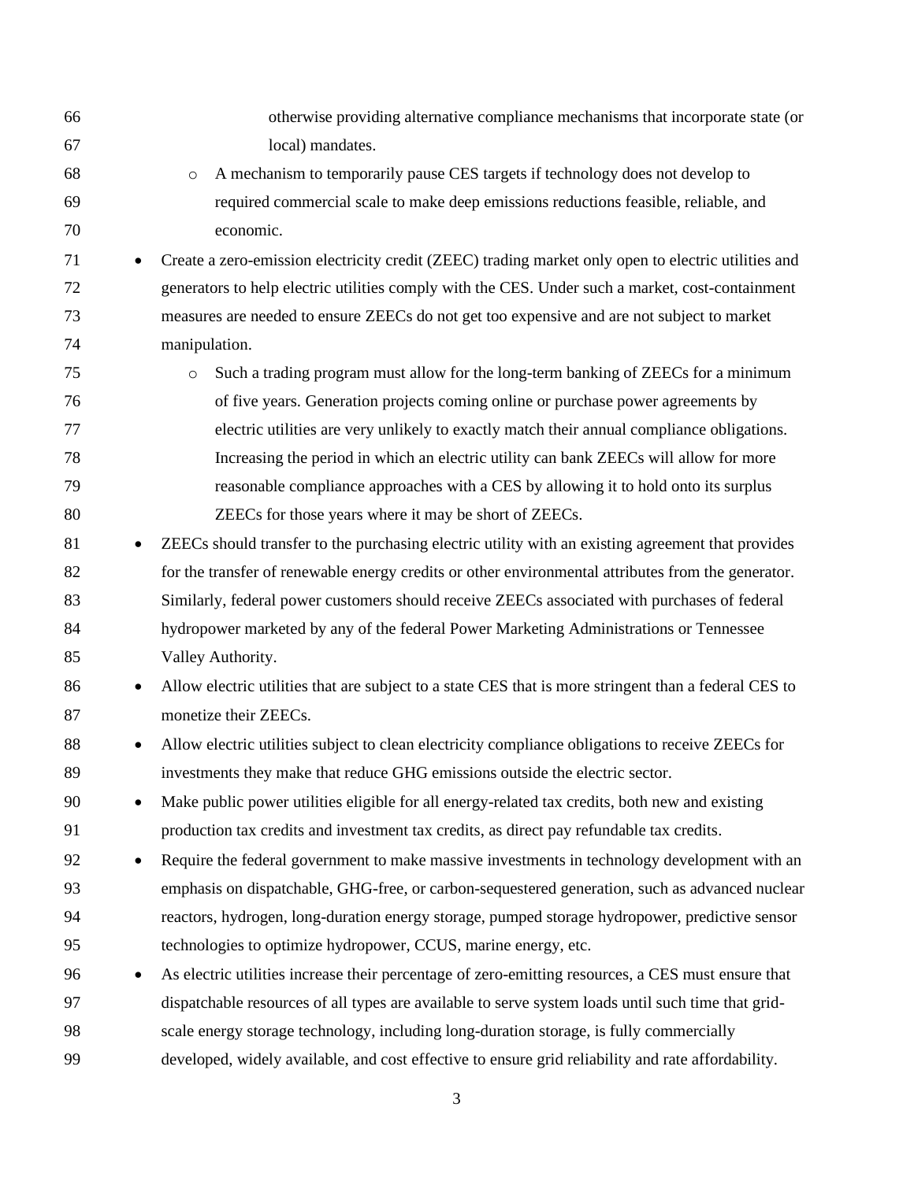otherwise providing alternative compliance mechanisms that incorporate state (or local) mandates.

    - A mechanism to temporarily pause CES targets if technology does not develop to required commercial scale to make deep emissions reductions feasible, reliable, and economic.

- Create a zero-emission electricity credit (ZEEC) trading market only open to electric utilities and generators to help electric utilities comply with the CES. Under such a market, cost-containment measures are needed to ensure ZEECs do not get too expensive and are not subject to market manipulation.
    - Such a trading program must allow for the long-term banking of ZEECs for a minimum of five years. Generation projects coming online or purchase power agreements by electric utilities are very unlikely to exactly match their annual compliance obligations. Increasing the period in which an electric utility can bank ZEECs will allow for more reasonable compliance approaches with a CES by allowing it to hold onto its surplus ZEECs for those years where it may be short of ZEECs.
- ZEECs should transfer to the purchasing electric utility with an existing agreement that provides for the transfer of renewable energy credits or other environmental attributes from the generator. Similarly, federal power customers should receive ZEECs associated with purchases of federal hydropower marketed by any of the federal Power Marketing Administrations or Tennessee Valley Authority.
- Allow electric utilities that are subject to a state CES that is more stringent than a federal CES to monetize their ZEECs.
- Allow electric utilities subject to clean electricity compliance obligations to receive ZEECs for investments they make that reduce GHG emissions outside the electric sector.
- Make public power utilities eligible for all energy-related tax credits, both new and existing production tax credits and investment tax credits, as direct pay refundable tax credits.
- Require the federal government to make massive investments in technology development with an emphasis on dispatchable, GHG-free, or carbon-sequestered generation, such as advanced nuclear reactors, hydrogen, long-duration energy storage, pumped storage hydropower, predictive sensor technologies to optimize hydropower, CCUS, marine energy, etc.
- As electric utilities increase their percentage of zero-emitting resources, a CES must ensure that dispatchable resources of all types are available to serve system loads until such time that grid-scale energy storage technology, including long-duration storage, is fully commercially developed, widely available, and cost effective to ensure grid reliability and rate affordability.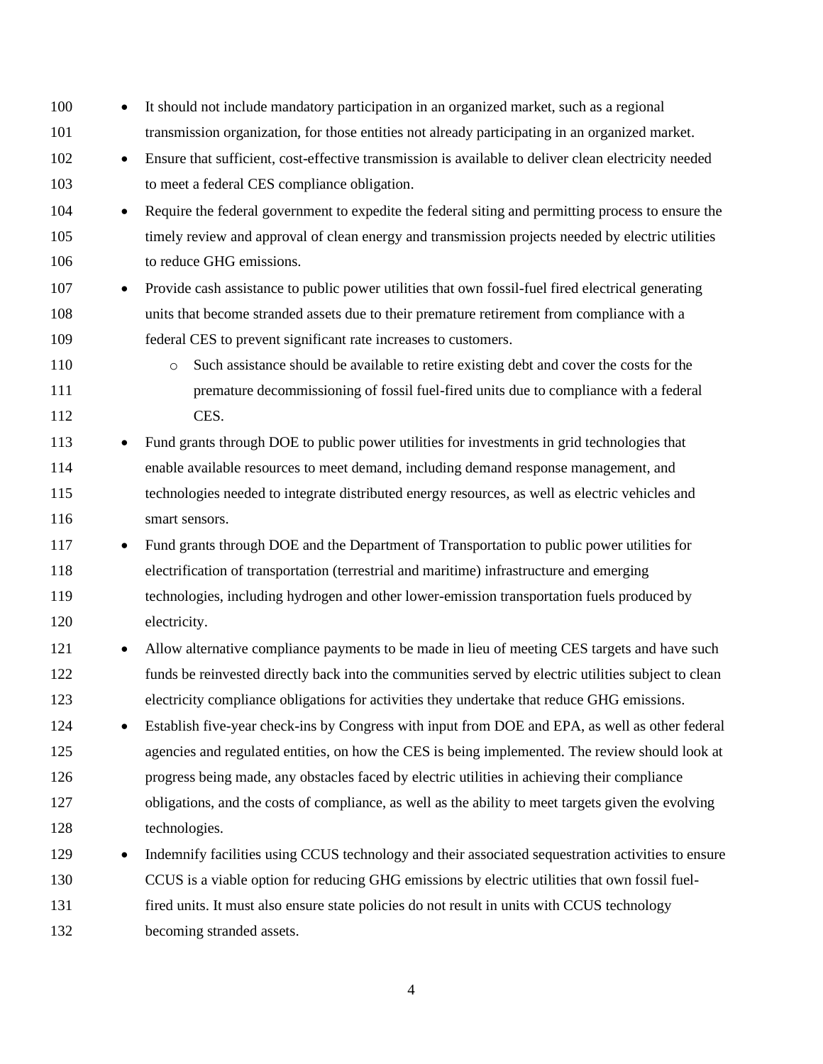- It should not include mandatory participation in an organized market, such as a regional transmission organization, for those entities not already participating in an organized market.
- Ensure that sufficient, cost-effective transmission is available to deliver clean electricity needed to meet a federal CES compliance obligation.
- Require the federal government to expedite the federal siting and permitting process to ensure the timely review and approval of clean energy and transmission projects needed by electric utilities to reduce GHG emissions.
- Provide cash assistance to public power utilities that own fossil-fuel fired electrical generating units that become stranded assets due to their premature retirement from compliance with a federal CES to prevent significant rate increases to customers.
  - Such assistance should be available to retire existing debt and cover the costs for the premature decommissioning of fossil fuel-fired units due to compliance with a federal CES.
- Fund grants through DOE to public power utilities for investments in grid technologies that enable available resources to meet demand, including demand response management, and technologies needed to integrate distributed energy resources, as well as electric vehicles and smart sensors.
- Fund grants through DOE and the Department of Transportation to public power utilities for electrification of transportation (terrestrial and maritime) infrastructure and emerging technologies, including hydrogen and other lower-emission transportation fuels produced by electricity.
- Allow alternative compliance payments to be made in lieu of meeting CES targets and have such funds be reinvested directly back into the communities served by electric utilities subject to clean electricity compliance obligations for activities they undertake that reduce GHG emissions.
- Establish five-year check-ins by Congress with input from DOE and EPA, as well as other federal agencies and regulated entities, on how the CES is being implemented. The review should look at progress being made, any obstacles faced by electric utilities in achieving their compliance obligations, and the costs of compliance, as well as the ability to meet targets given the evolving technologies.
- Indemnify facilities using CCUS technology and their associated sequestration activities to ensure CCUS is a viable option for reducing GHG emissions by electric utilities that own fossil fuel-fired units. It must also ensure state policies do not result in units with CCUS technology becoming stranded assets.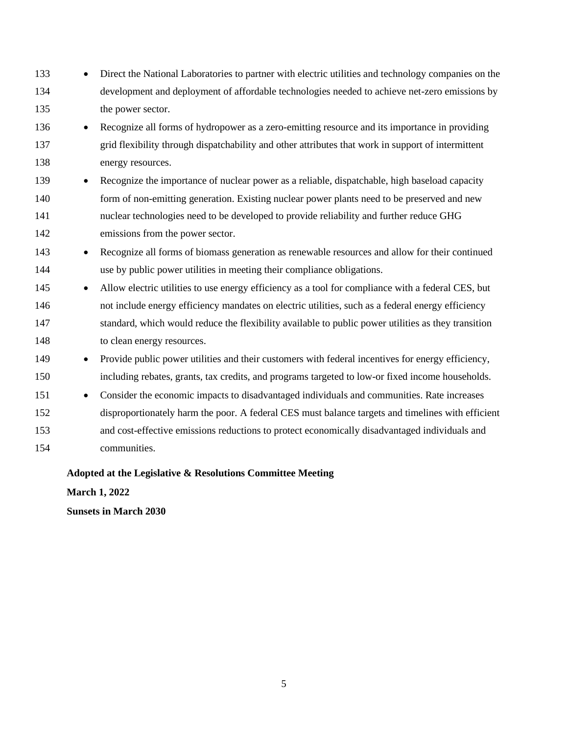- Direct the National Laboratories to partner with electric utilities and technology companies on the development and deployment of affordable technologies needed to achieve net-zero emissions by the power sector.
- Recognize all forms of hydropower as a zero-emitting resource and its importance in providing grid flexibility through dispatchability and other attributes that work in support of intermittent energy resources.
- Recognize the importance of nuclear power as a reliable, dispatchable, high baseload capacity form of non-emitting generation. Existing nuclear power plants need to be preserved and new nuclear technologies need to be developed to provide reliability and further reduce GHG emissions from the power sector.
- Recognize all forms of biomass generation as renewable resources and allow for their continued use by public power utilities in meeting their compliance obligations.
- Allow electric utilities to use energy efficiency as a tool for compliance with a federal CES, but not include energy efficiency mandates on electric utilities, such as a federal energy efficiency standard, which would reduce the flexibility available to public power utilities as they transition to clean energy resources.
- Provide public power utilities and their customers with federal incentives for energy efficiency, including rebates, grants, tax credits, and programs targeted to low-or fixed income households.
- Consider the economic impacts to disadvantaged individuals and communities. Rate increases disproportionately harm the poor. A federal CES must balance targets and timelines with efficient and cost-effective emissions reductions to protect economically disadvantaged individuals and communities.

**Adopted at the Legislative & Resolutions Committee Meeting**

**March 1, 2022**

**Sunsets in March 2030**